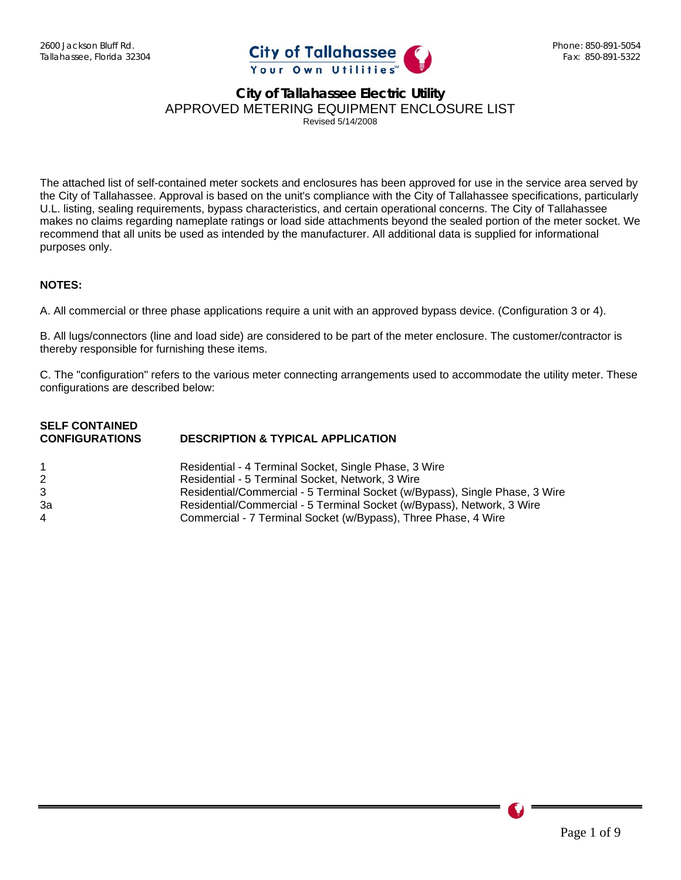2600 Jackson Bluff Rd.
Tallahassee, Florida 32304

Phone: 850-891-5054
Fax: 850-891-5322

# City of Tallahassee Electric Utility

## APPROVED METERING EQUIPMENT ENCLOSURE LIST

Revised 5/14/2008

The attached list of self-contained meter sockets and enclosures has been approved for use in the service area served by the City of Tallahassee. Approval is based on the unit's compliance with the City of Tallahassee specifications, particularly U.L. listing, sealing requirements, bypass characteristics, and certain operational concerns. The City of Tallahassee makes no claims regarding nameplate ratings or load side attachments beyond the sealed portion of the meter socket. We recommend that all units be used as intended by the manufacturer. All additional data is supplied for informational purposes only.

**NOTES:**

A. All commercial or three phase applications require a unit with an approved bypass device. (Configuration 3 or 4).

B. All lugs/connectors (line and load side) are considered to be part of the meter enclosure. The customer/contractor is thereby responsible for furnishing these items.

C. The "configuration" refers to the various meter connecting arrangements used to accommodate the utility meter. These configurations are described below:

| SELF CONTAINED CONFIGURATIONS | DESCRIPTION & TYPICAL APPLICATION |
|---|---|
| 1 | Residential - 4 Terminal Socket, Single Phase, 3 Wire |
| 2 | Residential - 5 Terminal Socket, Network, 3 Wire |
| 3 | Residential/Commercial - 5 Terminal Socket (w/Bypass), Single Phase, 3 Wire |
| 3a | Residential/Commercial - 5 Terminal Socket (w/Bypass), Network, 3 Wire |
| 4 | Commercial - 7 Terminal Socket (w/Bypass), Three Phase, 4 Wire |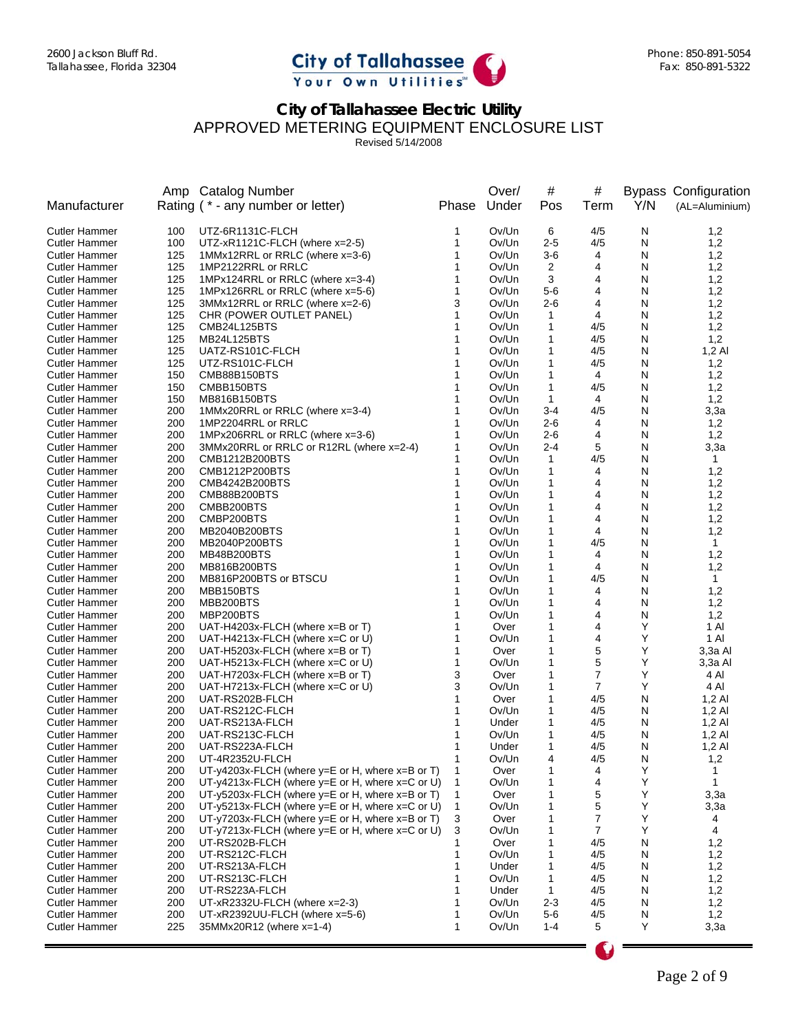2600 Jackson Bluff Rd.
Tallahassee, Florida 32304

City of Tallahassee
Your Own Utilities

Phone: 850-891-5054
Fax: 850-891-5322

# City of Tallahassee Electric Utility

## APPROVED METERING EQUIPMENT ENCLOSURE LIST

Revised 5/14/2008

| Manufacturer | Amp Rating | Catalog Number ( * - any number or letter) | Phase | Over/ Under | # Pos | # Term | Bypass Y/N | Configuration (AL=Aluminium) |
|---|---|---|---|---|---|---|---|---|
| Cutler Hammer | 100 | UTZ-6R1131C-FLCH | 1 | Ov/Un | 6 | 4/5 | N | 1,2 |
| Cutler Hammer | 100 | UTZ-xR1121C-FLCH (where x=2-5) | 1 | Ov/Un | 2-5 | 4/5 | N | 1,2 |
| Cutler Hammer | 125 | 1MMx12RRL or RRLC (where x=3-6) | 1 | Ov/Un | 3-6 | 4 | N | 1,2 |
| Cutler Hammer | 125 | 1MP2122RRL or RRLC | 1 | Ov/Un | 2 | 4 | N | 1,2 |
| Cutler Hammer | 125 | 1MPx124RRL or RRLC (where x=3-4) | 1 | Ov/Un | 3 | 4 | N | 1,2 |
| Cutler Hammer | 125 | 1MPx126RRL or RRLC (where x=5-6) | 1 | Ov/Un | 5-6 | 4 | N | 1,2 |
| Cutler Hammer | 125 | 3MMx12RRL or RRLC (where x=2-6) | 3 | Ov/Un | 2-6 | 4 | N | 1,2 |
| Cutler Hammer | 125 | CHR (POWER OUTLET PANEL) | 1 | Ov/Un | 1 | 4 | N | 1,2 |
| Cutler Hammer | 125 | CMB24L125BTS | 1 | Ov/Un | 1 | 4/5 | N | 1,2 |
| Cutler Hammer | 125 | MB24L125BTS | 1 | Ov/Un | 1 | 4/5 | N | 1,2 |
| Cutler Hammer | 125 | UATZ-RS101C-FLCH | 1 | Ov/Un | 1 | 4/5 | N | 1,2 Al |
| Cutler Hammer | 125 | UTZ-RS101C-FLCH | 1 | Ov/Un | 1 | 4/5 | N | 1,2 |
| Cutler Hammer | 150 | CMB88B150BTS | 1 | Ov/Un | 1 | 4 | N | 1,2 |
| Cutler Hammer | 150 | CMBB150BTS | 1 | Ov/Un | 1 | 4/5 | N | 1,2 |
| Cutler Hammer | 150 | MB816B150BTS | 1 | Ov/Un | 1 | 4 | N | 1,2 |
| Cutler Hammer | 200 | 1MMx20RRL or RRLC (where x=3-4) | 1 | Ov/Un | 3-4 | 4/5 | N | 3,3a |
| Cutler Hammer | 200 | 1MP2204RRL or RRLC | 1 | Ov/Un | 2-6 | 4 | N | 1,2 |
| Cutler Hammer | 200 | 1MPx206RRL or RRLC (where x=3-6) | 1 | Ov/Un | 2-6 | 4 | N | 1,2 |
| Cutler Hammer | 200 | 3MMx20RRL or RRLC or R12RL (where x=2-4) | 1 | Ov/Un | 2-4 | 5 | N | 3,3a |
| Cutler Hammer | 200 | CMB1212B200BTS | 1 | Ov/Un | 1 | 4/5 | N | 1 |
| Cutler Hammer | 200 | CMB1212P200BTS | 1 | Ov/Un | 1 | 4 | N | 1,2 |
| Cutler Hammer | 200 | CMB4242B200BTS | 1 | Ov/Un | 1 | 4 | N | 1,2 |
| Cutler Hammer | 200 | CMB88B200BTS | 1 | Ov/Un | 1 | 4 | N | 1,2 |
| Cutler Hammer | 200 | CMBB200BTS | 1 | Ov/Un | 1 | 4 | N | 1,2 |
| Cutler Hammer | 200 | CMBP200BTS | 1 | Ov/Un | 1 | 4 | N | 1,2 |
| Cutler Hammer | 200 | MB2040B200BTS | 1 | Ov/Un | 1 | 4 | N | 1,2 |
| Cutler Hammer | 200 | MB2040P200BTS | 1 | Ov/Un | 1 | 4/5 | N | 1 |
| Cutler Hammer | 200 | MB48B200BTS | 1 | Ov/Un | 1 | 4 | N | 1,2 |
| Cutler Hammer | 200 | MB816B200BTS | 1 | Ov/Un | 1 | 4 | N | 1,2 |
| Cutler Hammer | 200 | MB816P200BTS or BTSCU | 1 | Ov/Un | 1 | 4/5 | N | 1 |
| Cutler Hammer | 200 | MBB150BTS | 1 | Ov/Un | 1 | 4 | N | 1,2 |
| Cutler Hammer | 200 | MBB200BTS | 1 | Ov/Un | 1 | 4 | N | 1,2 |
| Cutler Hammer | 200 | MBP200BTS | 1 | Ov/Un | 1 | 4 | N | 1,2 |
| Cutler Hammer | 200 | UAT-H4203x-FLCH (where x=B or T) | 1 | Over | 1 | 4 | Y | 1 Al |
| Cutler Hammer | 200 | UAT-H4213x-FLCH (where x=C or U) | 1 | Ov/Un | 1 | 4 | Y | 1 Al |
| Cutler Hammer | 200 | UAT-H5203x-FLCH (where x=B or T) | 1 | Over | 1 | 5 | Y | 3,3a Al |
| Cutler Hammer | 200 | UAT-H5213x-FLCH (where x=C or U) | 1 | Ov/Un | 1 | 5 | Y | 3,3a Al |
| Cutler Hammer | 200 | UAT-H7203x-FLCH (where x=B or T) | 3 | Over | 1 | 7 | Y | 4 Al |
| Cutler Hammer | 200 | UAT-H7213x-FLCH (where x=C or U) | 3 | Ov/Un | 1 | 7 | Y | 4 Al |
| Cutler Hammer | 200 | UAT-RS202B-FLCH | 1 | Over | 1 | 4/5 | N | 1,2 Al |
| Cutler Hammer | 200 | UAT-RS212C-FLCH | 1 | Ov/Un | 1 | 4/5 | N | 1,2 Al |
| Cutler Hammer | 200 | UAT-RS213A-FLCH | 1 | Under | 1 | 4/5 | N | 1,2 Al |
| Cutler Hammer | 200 | UAT-RS213C-FLCH | 1 | Ov/Un | 1 | 4/5 | N | 1,2 Al |
| Cutler Hammer | 200 | UAT-RS223A-FLCH | 1 | Under | 1 | 4/5 | N | 1,2 Al |
| Cutler Hammer | 200 | UT-4R2352U-FLCH | 1 | Ov/Un | 4 | 4/5 | N | 1,2 |
| Cutler Hammer | 200 | UT-y4203x-FLCH (where y=E or H, where x=B or T) | 1 | Over | 1 | 4 | Y | 1 |
| Cutler Hammer | 200 | UT-y4213x-FLCH (where y=E or H, where x=C or U) | 1 | Ov/Un | 1 | 4 | Y | 1 |
| Cutler Hammer | 200 | UT-y5203x-FLCH (where y=E or H, where x=B or T) | 1 | Over | 1 | 5 | Y | 3,3a |
| Cutler Hammer | 200 | UT-y5213x-FLCH (where y=E or H, where x=C or U) | 1 | Ov/Un | 1 | 5 | Y | 3,3a |
| Cutler Hammer | 200 | UT-y7203x-FLCH (where y=E or H, where x=B or T) | 3 | Over | 1 | 7 | Y | 4 |
| Cutler Hammer | 200 | UT-y7213x-FLCH (where y=E or H, where x=C or U) | 3 | Ov/Un | 1 | 7 | Y | 4 |
| Cutler Hammer | 200 | UT-RS202B-FLCH | 1 | Over | 1 | 4/5 | N | 1,2 |
| Cutler Hammer | 200 | UT-RS212C-FLCH | 1 | Ov/Un | 1 | 4/5 | N | 1,2 |
| Cutler Hammer | 200 | UT-RS213A-FLCH | 1 | Under | 1 | 4/5 | N | 1,2 |
| Cutler Hammer | 200 | UT-RS213C-FLCH | 1 | Ov/Un | 1 | 4/5 | N | 1,2 |
| Cutler Hammer | 200 | UT-RS223A-FLCH | 1 | Under | 1 | 4/5 | N | 1,2 |
| Cutler Hammer | 200 | UT-xR2332U-FLCH (where x=2-3) | 1 | Ov/Un | 2-3 | 4/5 | N | 1,2 |
| Cutler Hammer | 200 | UT-xR2392UU-FLCH (where x=5-6) | 1 | Ov/Un | 5-6 | 4/5 | N | 1,2 |
| Cutler Hammer | 225 | 35MMx20R12 (where x=1-4) | 1 | Ov/Un | 1-4 | 5 | Y | 3,3a |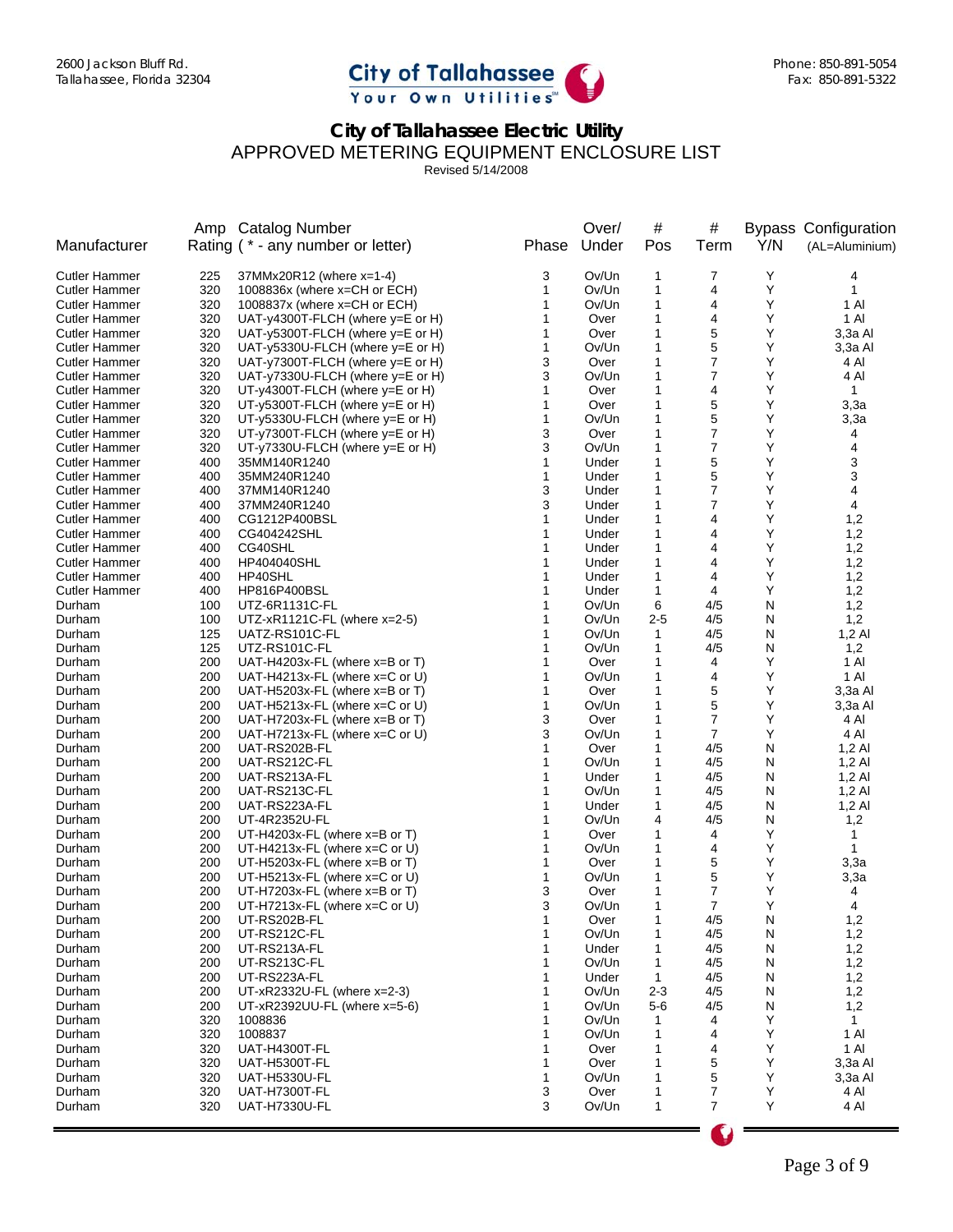2600 Jackson Bluff Rd.
Tallahassee, Florida 32304

City of Tallahassee
Your Own Utilities

Phone: 850-891-5054
Fax: 850-891-5322

# City of Tallahassee Electric Utility

## APPROVED METERING EQUIPMENT ENCLOSURE LIST

Revised 5/14/2008

| Manufacturer | Amp Rating | Catalog Number ( * - any number or letter) | Phase | Over/ Under | # Pos | # Term | Bypass Y/N | Configuration (AL=Aluminium) |
|---|---|---|---|---|---|---|---|---|
| Cutler Hammer | 225 | 37MMx20R12 (where x=1-4) | 3 | Ov/Un | 1 | 7 | Y | 4 |
| Cutler Hammer | 320 | 1008836x (where x=CH or ECH) | 1 | Ov/Un | 1 | 4 | Y | 1 |
| Cutler Hammer | 320 | 1008837x (where x=CH or ECH) | 1 | Ov/Un | 1 | 4 | Y | 1 Al |
| Cutler Hammer | 320 | UAT-y4300T-FLCH (where y=E or H) | 1 | Over | 1 | 4 | Y | 1 Al |
| Cutler Hammer | 320 | UAT-y5300T-FLCH (where y=E or H) | 1 | Over | 1 | 5 | Y | 3,3a Al |
| Cutler Hammer | 320 | UAT-y5330U-FLCH (where y=E or H) | 1 | Ov/Un | 1 | 5 | Y | 3,3a Al |
| Cutler Hammer | 320 | UAT-y7300T-FLCH (where y=E or H) | 3 | Over | 1 | 7 | Y | 4 Al |
| Cutler Hammer | 320 | UAT-y7330U-FLCH (where y=E or H) | 3 | Ov/Un | 1 | 7 | Y | 4 Al |
| Cutler Hammer | 320 | UT-y4300T-FLCH (where y=E or H) | 1 | Over | 1 | 4 | Y | 1 |
| Cutler Hammer | 320 | UT-y5300T-FLCH (where y=E or H) | 1 | Over | 1 | 5 | Y | 3,3a |
| Cutler Hammer | 320 | UT-y5330U-FLCH (where y=E or H) | 1 | Ov/Un | 1 | 5 | Y | 3,3a |
| Cutler Hammer | 320 | UT-y7300T-FLCH (where y=E or H) | 3 | Over | 1 | 7 | Y | 4 |
| Cutler Hammer | 320 | UT-y7330U-FLCH (where y=E or H) | 3 | Ov/Un | 1 | 7 | Y | 4 |
| Cutler Hammer | 400 | 35MM140R1240 | 1 | Under | 1 | 5 | Y | 3 |
| Cutler Hammer | 400 | 35MM240R1240 | 1 | Under | 1 | 5 | Y | 3 |
| Cutler Hammer | 400 | 37MM140R1240 | 3 | Under | 1 | 7 | Y | 4 |
| Cutler Hammer | 400 | 37MM240R1240 | 3 | Under | 1 | 7 | Y | 4 |
| Cutler Hammer | 400 | CG1212P400BSL | 1 | Under | 1 | 4 | Y | 1,2 |
| Cutler Hammer | 400 | CG404242SHL | 1 | Under | 1 | 4 | Y | 1,2 |
| Cutler Hammer | 400 | CG40SHL | 1 | Under | 1 | 4 | Y | 1,2 |
| Cutler Hammer | 400 | HP404040SHL | 1 | Under | 1 | 4 | Y | 1,2 |
| Cutler Hammer | 400 | HP40SHL | 1 | Under | 1 | 4 | Y | 1,2 |
| Cutler Hammer | 400 | HP816P400BSL | 1 | Under | 1 | 4 | Y | 1,2 |
| Durham | 100 | UTZ-6R1131C-FL | 1 | Ov/Un | 6 | 4/5 | N | 1,2 |
| Durham | 100 | UTZ-xR1121C-FL (where x=2-5) | 1 | Ov/Un | 2-5 | 4/5 | N | 1,2 |
| Durham | 125 | UATZ-RS101C-FL | 1 | Ov/Un | 1 | 4/5 | N | 1,2 Al |
| Durham | 125 | UTZ-RS101C-FL | 1 | Ov/Un | 1 | 4/5 | N | 1,2 |
| Durham | 200 | UAT-H4203x-FL (where x=B or T) | 1 | Over | 1 | 4 | Y | 1 Al |
| Durham | 200 | UAT-H4213x-FL (where x=C or U) | 1 | Ov/Un | 1 | 4 | Y | 1 Al |
| Durham | 200 | UAT-H5203x-FL (where x=B or T) | 1 | Over | 1 | 5 | Y | 3,3a Al |
| Durham | 200 | UAT-H5213x-FL (where x=C or U) | 1 | Ov/Un | 1 | 5 | Y | 3,3a Al |
| Durham | 200 | UAT-H7203x-FL (where x=B or T) | 3 | Over | 1 | 7 | Y | 4 Al |
| Durham | 200 | UAT-H7213x-FL (where x=C or U) | 3 | Ov/Un | 1 | 7 | Y | 4 Al |
| Durham | 200 | UAT-RS202B-FL | 1 | Over | 1 | 4/5 | N | 1,2 Al |
| Durham | 200 | UAT-RS212C-FL | 1 | Ov/Un | 1 | 4/5 | N | 1,2 Al |
| Durham | 200 | UAT-RS213A-FL | 1 | Under | 1 | 4/5 | N | 1,2 Al |
| Durham | 200 | UAT-RS213C-FL | 1 | Ov/Un | 1 | 4/5 | N | 1,2 Al |
| Durham | 200 | UAT-RS223A-FL | 1 | Under | 1 | 4/5 | N | 1,2 Al |
| Durham | 200 | UT-4R2352U-FL | 1 | Ov/Un | 4 | 4/5 | N | 1,2 |
| Durham | 200 | UT-H4203x-FL (where x=B or T) | 1 | Over | 1 | 4 | Y | 1 |
| Durham | 200 | UT-H4213x-FL (where x=C or U) | 1 | Ov/Un | 1 | 4 | Y | 1 |
| Durham | 200 | UT-H5203x-FL (where x=B or T) | 1 | Over | 1 | 5 | Y | 3,3a |
| Durham | 200 | UT-H5213x-FL (where x=C or U) | 1 | Ov/Un | 1 | 5 | Y | 3,3a |
| Durham | 200 | UT-H7203x-FL (where x=B or T) | 3 | Over | 1 | 7 | Y | 4 |
| Durham | 200 | UT-H7213x-FL (where x=C or U) | 3 | Ov/Un | 1 | 7 | Y | 4 |
| Durham | 200 | UT-RS202B-FL | 1 | Over | 1 | 4/5 | N | 1,2 |
| Durham | 200 | UT-RS212C-FL | 1 | Ov/Un | 1 | 4/5 | N | 1,2 |
| Durham | 200 | UT-RS213A-FL | 1 | Under | 1 | 4/5 | N | 1,2 |
| Durham | 200 | UT-RS213C-FL | 1 | Ov/Un | 1 | 4/5 | N | 1,2 |
| Durham | 200 | UT-RS223A-FL | 1 | Under | 1 | 4/5 | N | 1,2 |
| Durham | 200 | UT-xR2332U-FL (where x=2-3) | 1 | Ov/Un | 2-3 | 4/5 | N | 1,2 |
| Durham | 200 | UT-xR2392UU-FL (where x=5-6) | 1 | Ov/Un | 5-6 | 4/5 | N | 1,2 |
| Durham | 320 | 1008836 | 1 | Ov/Un | 1 | 4 | Y | 1 |
| Durham | 320 | 1008837 | 1 | Ov/Un | 1 | 4 | Y | 1 Al |
| Durham | 320 | UAT-H4300T-FL | 1 | Over | 1 | 4 | Y | 1 Al |
| Durham | 320 | UAT-H5300T-FL | 1 | Over | 1 | 5 | Y | 3,3a Al |
| Durham | 320 | UAT-H5330U-FL | 1 | Ov/Un | 1 | 5 | Y | 3,3a Al |
| Durham | 320 | UAT-H7300T-FL | 3 | Over | 1 | 7 | Y | 4 Al |
| Durham | 320 | UAT-H7330U-FL | 3 | Ov/Un | 1 | 7 | Y | 4 Al |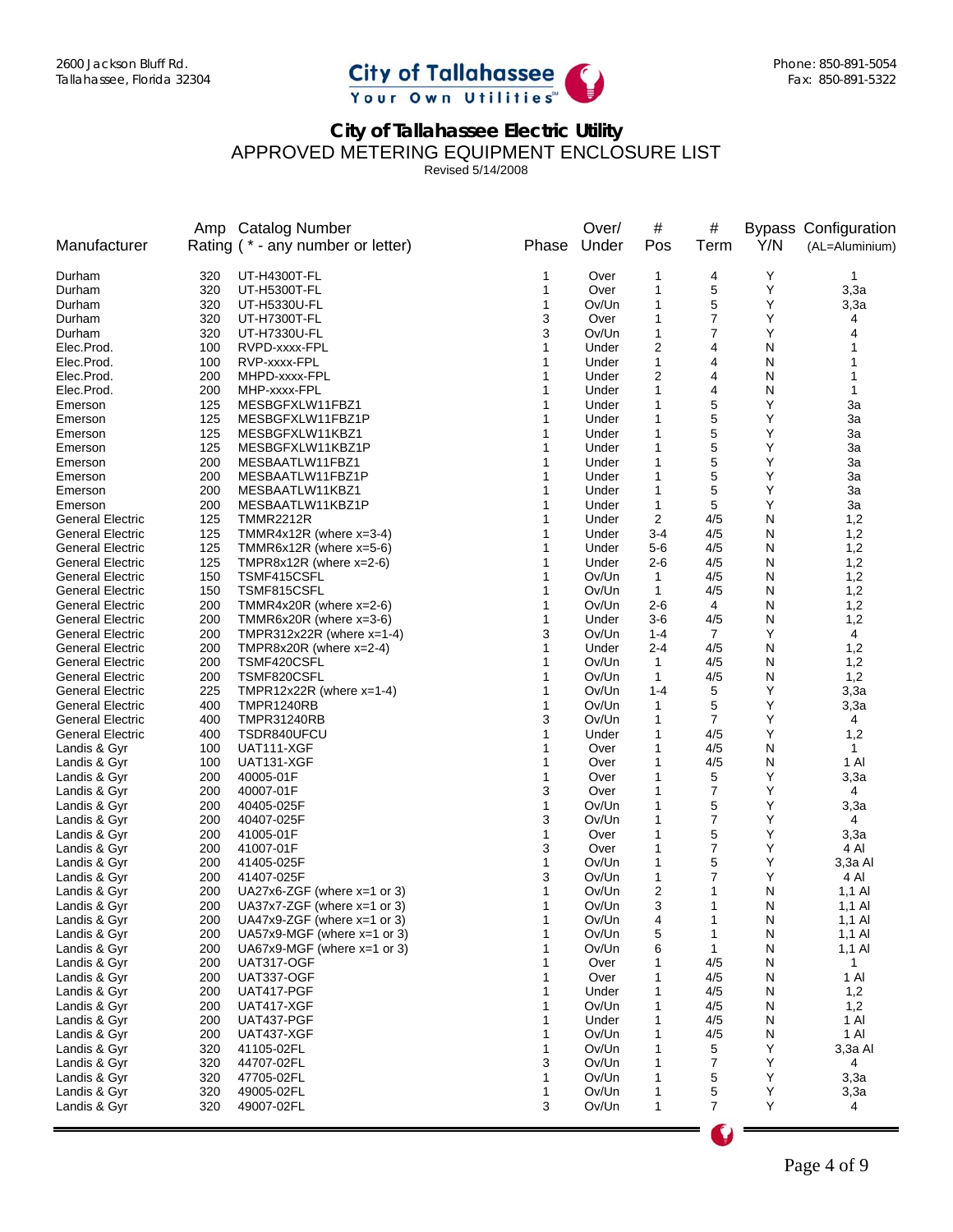2600 Jackson Bluff Rd.
Tallahassee, Florida 32304

Phone: 850-891-5054
Fax: 850-891-5322

# City of Tallahassee Electric Utility

## APPROVED METERING EQUIPMENT ENCLOSURE LIST

Revised 5/14/2008

| Manufacturer | Amp Rating | Catalog Number ( * - any number or letter) | Phase | Over/ Under | # Pos | # Term | Bypass Y/N | Configuration (AL=Aluminium) |
|---|---|---|---|---|---|---|---|---|
| Durham | 320 | UT-H4300T-FL | 1 | Over | 1 | 4 | Y | 1 |
| Durham | 320 | UT-H5300T-FL | 1 | Over | 1 | 5 | Y | 3,3a |
| Durham | 320 | UT-H5330U-FL | 1 | Ov/Un | 1 | 5 | Y | 3,3a |
| Durham | 320 | UT-H7300T-FL | 3 | Over | 1 | 7 | Y | 4 |
| Durham | 320 | UT-H7330U-FL | 3 | Ov/Un | 1 | 7 | Y | 4 |
| Elec.Prod. | 100 | RVPD-xxxx-FPL | 1 | Under | 2 | 4 | N | 1 |
| Elec.Prod. | 100 | RVP-xxxx-FPL | 1 | Under | 1 | 4 | N | 1 |
| Elec.Prod. | 200 | MHPD-xxxx-FPL | 1 | Under | 2 | 4 | N | 1 |
| Elec.Prod. | 200 | MHP-xxxx-FPL | 1 | Under | 1 | 4 | N | 1 |
| Emerson | 125 | MESBGFXLW11FBZ1 | 1 | Under | 1 | 5 | Y | 3a |
| Emerson | 125 | MESBGFXLW11FBZ1P | 1 | Under | 1 | 5 | Y | 3a |
| Emerson | 125 | MESBGFXLW11KBZ1 | 1 | Under | 1 | 5 | Y | 3a |
| Emerson | 125 | MESBGFXLW11KBZ1P | 1 | Under | 1 | 5 | Y | 3a |
| Emerson | 200 | MESBAATLW11FBZ1 | 1 | Under | 1 | 5 | Y | 3a |
| Emerson | 200 | MESBAATLW11FBZ1P | 1 | Under | 1 | 5 | Y | 3a |
| Emerson | 200 | MESBAATLW11KBZ1 | 1 | Under | 1 | 5 | Y | 3a |
| Emerson | 200 | MESBAATLW11KBZ1P | 1 | Under | 1 | 5 | Y | 3a |
| General Electric | 125 | TMMR2212R | 1 | Under | 2 | 4/5 | N | 1,2 |
| General Electric | 125 | TMMR4x12R (where x=3-4) | 1 | Under | 3-4 | 4/5 | N | 1,2 |
| General Electric | 125 | TMMR6x12R (where x=5-6) | 1 | Under | 5-6 | 4/5 | N | 1,2 |
| General Electric | 125 | TMPR8x12R (where x=2-6) | 1 | Under | 2-6 | 4/5 | N | 1,2 |
| General Electric | 150 | TSMF415CSFL | 1 | Ov/Un | 1 | 4/5 | N | 1,2 |
| General Electric | 150 | TSMF815CSFL | 1 | Ov/Un | 1 | 4/5 | N | 1,2 |
| General Electric | 200 | TMMR4x20R (where x=2-6) | 1 | Ov/Un | 2-6 | 4 | N | 1,2 |
| General Electric | 200 | TMMR6x20R (where x=3-6) | 1 | Under | 3-6 | 4/5 | N | 1,2 |
| General Electric | 200 | TMPR312x22R (where x=1-4) | 3 | Ov/Un | 1-4 | 7 | Y | 4 |
| General Electric | 200 | TMPR8x20R (where x=2-4) | 1 | Under | 2-4 | 4/5 | N | 1,2 |
| General Electric | 200 | TSMF420CSFL | 1 | Ov/Un | 1 | 4/5 | N | 1,2 |
| General Electric | 200 | TSMF820CSFL | 1 | Ov/Un | 1 | 4/5 | N | 1,2 |
| General Electric | 225 | TMPR12x22R (where x=1-4) | 1 | Ov/Un | 1-4 | 5 | Y | 3,3a |
| General Electric | 400 | TMPR1240RB | 1 | Ov/Un | 1 | 5 | Y | 3,3a |
| General Electric | 400 | TMPR31240RB | 3 | Ov/Un | 1 | 7 | Y | 4 |
| General Electric | 400 | TSDR840UFCU | 1 | Under | 1 | 4/5 | Y | 1,2 |
| Landis & Gyr | 100 | UAT111-XGF | 1 | Over | 1 | 4/5 | N | 1 |
| Landis & Gyr | 100 | UAT131-XGF | 1 | Over | 1 | 4/5 | N | 1 Al |
| Landis & Gyr | 200 | 40005-01F | 1 | Over | 1 | 5 | Y | 3,3a |
| Landis & Gyr | 200 | 40007-01F | 3 | Over | 1 | 7 | Y | 4 |
| Landis & Gyr | 200 | 40405-025F | 1 | Ov/Un | 1 | 5 | Y | 3,3a |
| Landis & Gyr | 200 | 40407-025F | 3 | Ov/Un | 1 | 7 | Y | 4 |
| Landis & Gyr | 200 | 41005-01F | 1 | Over | 1 | 5 | Y | 3,3a |
| Landis & Gyr | 200 | 41007-01F | 3 | Over | 1 | 7 | Y | 4 Al |
| Landis & Gyr | 200 | 41405-025F | 1 | Ov/Un | 1 | 5 | Y | 3,3a Al |
| Landis & Gyr | 200 | 41407-025F | 3 | Ov/Un | 1 | 7 | Y | 4 Al |
| Landis & Gyr | 200 | UA27x6-ZGF (where x=1 or 3) | 1 | Ov/Un | 2 | 1 | N | 1,1 Al |
| Landis & Gyr | 200 | UA37x7-ZGF (where x=1 or 3) | 1 | Ov/Un | 3 | 1 | N | 1,1 Al |
| Landis & Gyr | 200 | UA47x9-ZGF (where x=1 or 3) | 1 | Ov/Un | 4 | 1 | N | 1,1 Al |
| Landis & Gyr | 200 | UA57x9-MGF (where x=1 or 3) | 1 | Ov/Un | 5 | 1 | N | 1,1 Al |
| Landis & Gyr | 200 | UA67x9-MGF (where x=1 or 3) | 1 | Ov/Un | 6 | 1 | N | 1,1 Al |
| Landis & Gyr | 200 | UAT317-OGF | 1 | Over | 1 | 4/5 | N | 1 |
| Landis & Gyr | 200 | UAT337-OGF | 1 | Over | 1 | 4/5 | N | 1 Al |
| Landis & Gyr | 200 | UAT417-PGF | 1 | Under | 1 | 4/5 | N | 1,2 |
| Landis & Gyr | 200 | UAT417-XGF | 1 | Ov/Un | 1 | 4/5 | N | 1,2 |
| Landis & Gyr | 200 | UAT437-PGF | 1 | Under | 1 | 4/5 | N | 1 Al |
| Landis & Gyr | 200 | UAT437-XGF | 1 | Ov/Un | 1 | 4/5 | N | 1 Al |
| Landis & Gyr | 320 | 41105-02FL | 1 | Ov/Un | 1 | 5 | Y | 3,3a Al |
| Landis & Gyr | 320 | 44707-02FL | 3 | Ov/Un | 1 | 7 | Y | 4 |
| Landis & Gyr | 320 | 47705-02FL | 1 | Ov/Un | 1 | 5 | Y | 3,3a |
| Landis & Gyr | 320 | 49005-02FL | 1 | Ov/Un | 1 | 5 | Y | 3,3a |
| Landis & Gyr | 320 | 49007-02FL | 3 | Ov/Un | 1 | 7 | Y | 4 |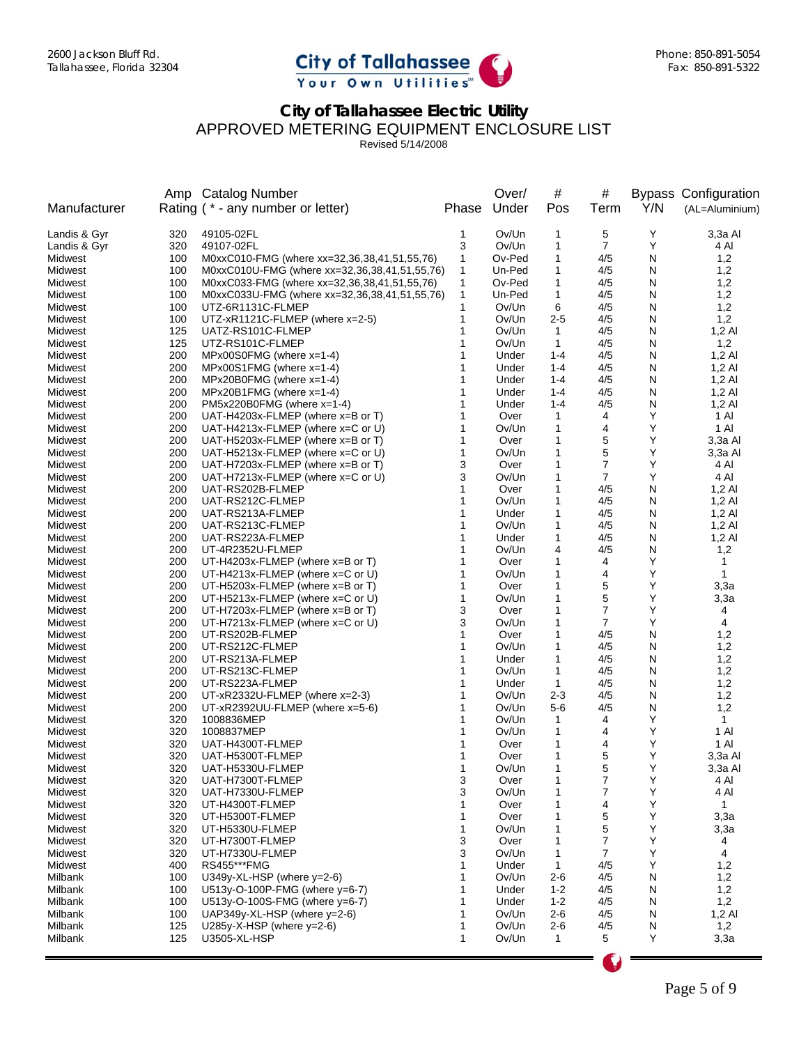2600 Jackson Bluff Rd.
Tallahassee, Florida 32304

City of Tallahassee
Your Own Utilities

Phone: 850-891-5054
Fax: 850-891-5322

# City of Tallahassee Electric Utility

## APPROVED METERING EQUIPMENT ENCLOSURE LIST

Revised 5/14/2008

| Manufacturer | Amp Rating | Catalog Number ( * - any number or letter) | Phase | Over/ Under | # Pos | # Term | Bypass Y/N | Configuration (AL=Aluminium) |
|---|---|---|---|---|---|---|---|---|
| Landis & Gyr | 320 | 49105-02FL | 1 | Ov/Un | 1 | 5 | Y | 3,3a Al |
| Landis & Gyr | 320 | 49107-02FL | 3 | Ov/Un | 1 | 7 | Y | 4 Al |
| Midwest | 100 | M0xxC010-FMG (where xx=32,36,38,41,51,55,76) | 1 | Ov-Ped | 1 | 4/5 | N | 1,2 |
| Midwest | 100 | M0xxC010U-FMG (where xx=32,36,38,41,51,55,76) | 1 | Un-Ped | 1 | 4/5 | N | 1,2 |
| Midwest | 100 | M0xxC033-FMG (where xx=32,36,38,41,51,55,76) | 1 | Ov-Ped | 1 | 4/5 | N | 1,2 |
| Midwest | 100 | M0xxC033U-FMG (where xx=32,36,38,41,51,55,76) | 1 | Un-Ped | 1 | 4/5 | N | 1,2 |
| Midwest | 100 | UTZ-6R1131C-FLMEP | 1 | Ov/Un | 6 | 4/5 | N | 1,2 |
| Midwest | 100 | UTZ-xR1121C-FLMEP (where x=2-5) | 1 | Ov/Un | 2-5 | 4/5 | N | 1,2 |
| Midwest | 125 | UATZ-RS101C-FLMEP | 1 | Ov/Un | 1 | 4/5 | N | 1,2 Al |
| Midwest | 125 | UTZ-RS101C-FLMEP | 1 | Ov/Un | 1 | 4/5 | N | 1,2 |
| Midwest | 200 | MPx00S0FMG (where x=1-4) | 1 | Under | 1-4 | 4/5 | N | 1,2 Al |
| Midwest | 200 | MPx00S1FMG (where x=1-4) | 1 | Under | 1-4 | 4/5 | N | 1,2 Al |
| Midwest | 200 | MPx20B0FMG (where x=1-4) | 1 | Under | 1-4 | 4/5 | N | 1,2 Al |
| Midwest | 200 | MPx20B1FMG (where x=1-4) | 1 | Under | 1-4 | 4/5 | N | 1,2 Al |
| Midwest | 200 | PM5x220B0FMG (where x=1-4) | 1 | Under | 1-4 | 4/5 | N | 1,2 Al |
| Midwest | 200 | UAT-H4203x-FLMEP (where x=B or T) | 1 | Over | 1 | 4 | Y | 1 Al |
| Midwest | 200 | UAT-H4213x-FLMEP (where x=C or U) | 1 | Ov/Un | 1 | 4 | Y | 1 Al |
| Midwest | 200 | UAT-H5203x-FLMEP (where x=B or T) | 1 | Over | 1 | 5 | Y | 3,3a Al |
| Midwest | 200 | UAT-H5213x-FLMEP (where x=C or U) | 1 | Ov/Un | 1 | 5 | Y | 3,3a Al |
| Midwest | 200 | UAT-H7203x-FLMEP (where x=B or T) | 3 | Over | 1 | 7 | Y | 4 Al |
| Midwest | 200 | UAT-H7213x-FLMEP (where x=C or U) | 3 | Ov/Un | 1 | 7 | Y | 4 Al |
| Midwest | 200 | UAT-RS202B-FLMEP | 1 | Over | 1 | 4/5 | N | 1,2 Al |
| Midwest | 200 | UAT-RS212C-FLMEP | 1 | Ov/Un | 1 | 4/5 | N | 1,2 Al |
| Midwest | 200 | UAT-RS213A-FLMEP | 1 | Under | 1 | 4/5 | N | 1,2 Al |
| Midwest | 200 | UAT-RS213C-FLMEP | 1 | Ov/Un | 1 | 4/5 | N | 1,2 Al |
| Midwest | 200 | UAT-RS223A-FLMEP | 1 | Under | 1 | 4/5 | N | 1,2 Al |
| Midwest | 200 | UT-4R2352U-FLMEP | 1 | Ov/Un | 4 | 4/5 | N | 1,2 |
| Midwest | 200 | UT-H4203x-FLMEP (where x=B or T) | 1 | Over | 1 | 4 | Y | 1 |
| Midwest | 200 | UT-H4213x-FLMEP (where x=C or U) | 1 | Ov/Un | 1 | 4 | Y | 1 |
| Midwest | 200 | UT-H5203x-FLMEP (where x=B or T) | 1 | Over | 1 | 5 | Y | 3,3a |
| Midwest | 200 | UT-H5213x-FLMEP (where x=C or U) | 1 | Ov/Un | 1 | 5 | Y | 3,3a |
| Midwest | 200 | UT-H7203x-FLMEP (where x=B or T) | 3 | Over | 1 | 7 | Y | 4 |
| Midwest | 200 | UT-H7213x-FLMEP (where x=C or U) | 3 | Ov/Un | 1 | 7 | Y | 4 |
| Midwest | 200 | UT-RS202B-FLMEP | 1 | Over | 1 | 4/5 | N | 1,2 |
| Midwest | 200 | UT-RS212C-FLMEP | 1 | Ov/Un | 1 | 4/5 | N | 1,2 |
| Midwest | 200 | UT-RS213A-FLMEP | 1 | Under | 1 | 4/5 | N | 1,2 |
| Midwest | 200 | UT-RS213C-FLMEP | 1 | Ov/Un | 1 | 4/5 | N | 1,2 |
| Midwest | 200 | UT-RS223A-FLMEP | 1 | Under | 1 | 4/5 | N | 1,2 |
| Midwest | 200 | UT-xR2332U-FLMEP (where x=2-3) | 1 | Ov/Un | 2-3 | 4/5 | N | 1,2 |
| Midwest | 200 | UT-xR2392UU-FLMEP (where x=5-6) | 1 | Ov/Un | 5-6 | 4/5 | N | 1,2 |
| Midwest | 320 | 1008836MEP | 1 | Ov/Un | 1 | 4 | Y | 1 |
| Midwest | 320 | 1008837MEP | 1 | Ov/Un | 1 | 4 | Y | 1 Al |
| Midwest | 320 | UAT-H4300T-FLMEP | 1 | Over | 1 | 4 | Y | 1 Al |
| Midwest | 320 | UAT-H5300T-FLMEP | 1 | Over | 1 | 5 | Y | 3,3a Al |
| Midwest | 320 | UAT-H5330U-FLMEP | 1 | Ov/Un | 1 | 5 | Y | 3,3a Al |
| Midwest | 320 | UAT-H7300T-FLMEP | 3 | Over | 1 | 7 | Y | 4 Al |
| Midwest | 320 | UAT-H7330U-FLMEP | 3 | Ov/Un | 1 | 7 | Y | 4 Al |
| Midwest | 320 | UT-H4300T-FLMEP | 1 | Over | 1 | 4 | Y | 1 |
| Midwest | 320 | UT-H5300T-FLMEP | 1 | Over | 1 | 5 | Y | 3,3a |
| Midwest | 320 | UT-H5330U-FLMEP | 1 | Ov/Un | 1 | 5 | Y | 3,3a |
| Midwest | 320 | UT-H7300T-FLMEP | 3 | Over | 1 | 7 | Y | 4 |
| Midwest | 320 | UT-H7330U-FLMEP | 3 | Ov/Un | 1 | 7 | Y | 4 |
| Midwest | 400 | RS455***FMG | 1 | Under | 1 | 4/5 | Y | 1,2 |
| Milbank | 100 | U349y-XL-HSP (where y=2-6) | 1 | Ov/Un | 2-6 | 4/5 | N | 1,2 |
| Milbank | 100 | U513y-O-100P-FMG (where y=6-7) | 1 | Under | 1-2 | 4/5 | N | 1,2 |
| Milbank | 100 | U513y-O-100S-FMG (where y=6-7) | 1 | Under | 1-2 | 4/5 | N | 1,2 |
| Milbank | 100 | UAP349y-XL-HSP (where y=2-6) | 1 | Ov/Un | 2-6 | 4/5 | N | 1,2 Al |
| Milbank | 125 | U285y-X-HSP (where y=2-6) | 1 | Ov/Un | 2-6 | 4/5 | N | 1,2 |
| Milbank | 125 | U3505-XL-HSP | 1 | Ov/Un | 1 | 5 | Y | 3,3a |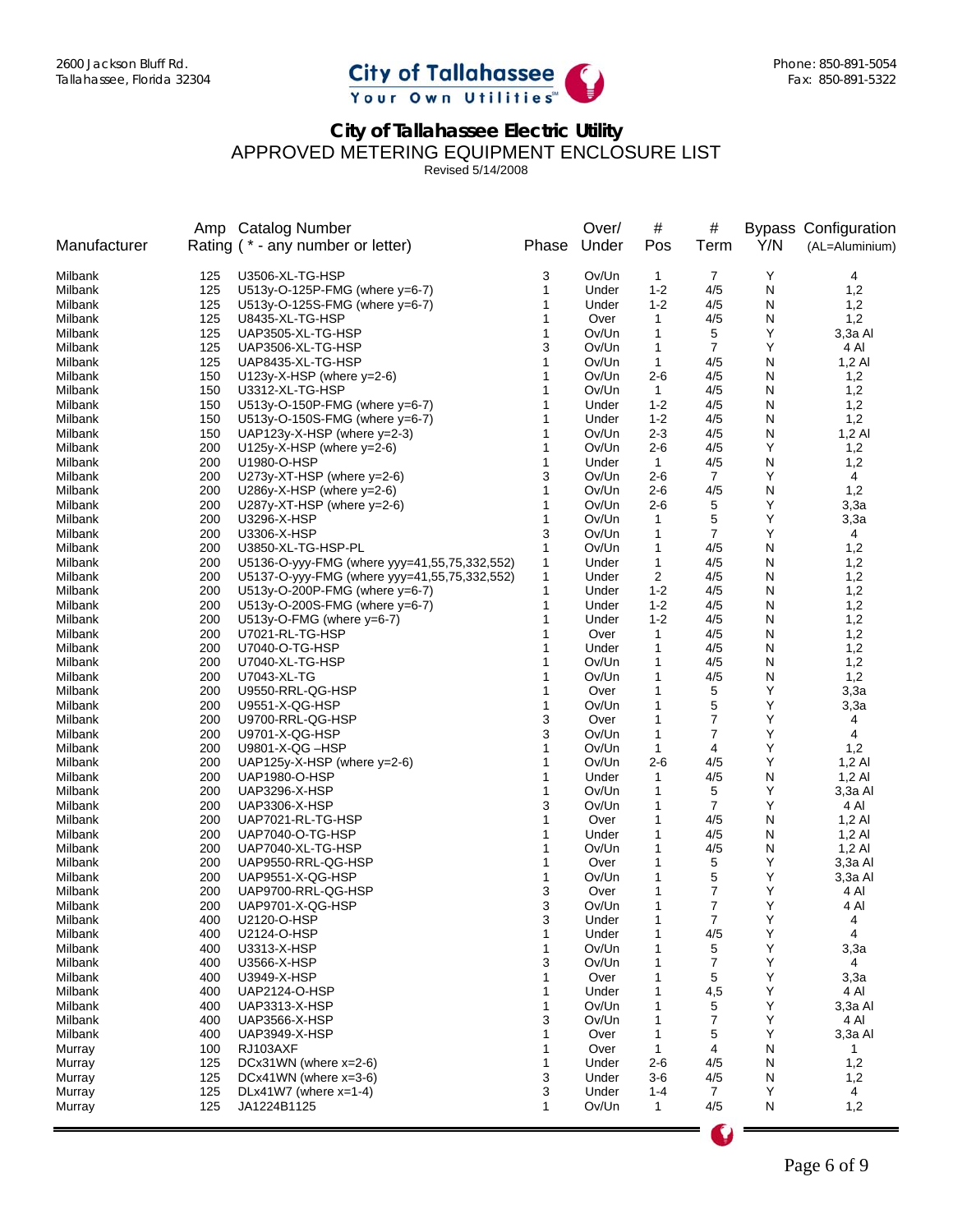2600 Jackson Bluff Rd.
Tallahassee, Florida 32304

City of Tallahassee
Your Own Utilities

Phone: 850-891-5054
Fax: 850-891-5322

# City of Tallahassee Electric Utility

## APPROVED METERING EQUIPMENT ENCLOSURE LIST

Revised 5/14/2008

| Manufacturer | Amp Rating | Catalog Number ( * - any number or letter) | Phase | Over/ Under | # Pos | # Term | Bypass Y/N | Configuration (AL=Aluminium) |
|---|---|---|---|---|---|---|---|---|
| Milbank | 125 | U3506-XL-TG-HSP | 3 | Ov/Un | 1 | 7 | Y | 4 |
| Milbank | 125 | U513y-O-125P-FMG (where y=6-7) | 1 | Under | 1-2 | 4/5 | N | 1,2 |
| Milbank | 125 | U513y-O-125S-FMG (where y=6-7) | 1 | Under | 1-2 | 4/5 | N | 1,2 |
| Milbank | 125 | U8435-XL-TG-HSP | 1 | Over | 1 | 4/5 | N | 1,2 |
| Milbank | 125 | UAP3505-XL-TG-HSP | 1 | Ov/Un | 1 | 5 | Y | 3,3a Al |
| Milbank | 125 | UAP3506-XL-TG-HSP | 3 | Ov/Un | 1 | 7 | Y | 4 Al |
| Milbank | 125 | UAP8435-XL-TG-HSP | 1 | Ov/Un | 1 | 4/5 | N | 1,2 Al |
| Milbank | 150 | U123y-X-HSP (where y=2-6) | 1 | Ov/Un | 2-6 | 4/5 | N | 1,2 |
| Milbank | 150 | U3312-XL-TG-HSP | 1 | Ov/Un | 1 | 4/5 | N | 1,2 |
| Milbank | 150 | U513y-O-150P-FMG (where y=6-7) | 1 | Under | 1-2 | 4/5 | N | 1,2 |
| Milbank | 150 | U513y-O-150S-FMG (where y=6-7) | 1 | Under | 1-2 | 4/5 | N | 1,2 |
| Milbank | 150 | UAP123y-X-HSP (where y=2-3) | 1 | Ov/Un | 2-3 | 4/5 | N | 1,2 Al |
| Milbank | 200 | U125y-X-HSP (where y=2-6) | 1 | Ov/Un | 2-6 | 4/5 | Y | 1,2 |
| Milbank | 200 | U1980-O-HSP | 1 | Under | 1 | 4/5 | N | 1,2 |
| Milbank | 200 | U273y-XT-HSP (where y=2-6) | 3 | Ov/Un | 2-6 | 7 | Y | 4 |
| Milbank | 200 | U286y-X-HSP (where y=2-6) | 1 | Ov/Un | 2-6 | 4/5 | N | 1,2 |
| Milbank | 200 | U287y-XT-HSP (where y=2-6) | 1 | Ov/Un | 2-6 | 5 | Y | 3,3a |
| Milbank | 200 | U3296-X-HSP | 1 | Ov/Un | 1 | 5 | Y | 3,3a |
| Milbank | 200 | U3306-X-HSP | 3 | Ov/Un | 1 | 7 | Y | 4 |
| Milbank | 200 | U3850-XL-TG-HSP-PL | 1 | Ov/Un | 1 | 4/5 | N | 1,2 |
| Milbank | 200 | U5136-O-yyy-FMG (where yyy=41,55,75,332,552) | 1 | Under | 1 | 4/5 | N | 1,2 |
| Milbank | 200 | U5137-O-yyy-FMG (where yyy=41,55,75,332,552) | 1 | Under | 2 | 4/5 | N | 1,2 |
| Milbank | 200 | U513y-O-200P-FMG (where y=6-7) | 1 | Under | 1-2 | 4/5 | N | 1,2 |
| Milbank | 200 | U513y-O-200S-FMG (where y=6-7) | 1 | Under | 1-2 | 4/5 | N | 1,2 |
| Milbank | 200 | U513y-O-FMG (where y=6-7) | 1 | Under | 1-2 | 4/5 | N | 1,2 |
| Milbank | 200 | U7021-RL-TG-HSP | 1 | Over | 1 | 4/5 | N | 1,2 |
| Milbank | 200 | U7040-O-TG-HSP | 1 | Under | 1 | 4/5 | N | 1,2 |
| Milbank | 200 | U7040-XL-TG-HSP | 1 | Ov/Un | 1 | 4/5 | N | 1,2 |
| Milbank | 200 | U7043-XL-TG | 1 | Ov/Un | 1 | 4/5 | N | 1,2 |
| Milbank | 200 | U9550-RRL-QG-HSP | 1 | Over | 1 | 5 | Y | 3,3a |
| Milbank | 200 | U9551-X-QG-HSP | 1 | Ov/Un | 1 | 5 | Y | 3,3a |
| Milbank | 200 | U9700-RRL-QG-HSP | 3 | Over | 1 | 7 | Y | 4 |
| Milbank | 200 | U9701-X-QG-HSP | 3 | Ov/Un | 1 | 7 | Y | 4 |
| Milbank | 200 | U9801-X-QG –HSP | 1 | Ov/Un | 1 | 4 | Y | 1,2 |
| Milbank | 200 | UAP125y-X-HSP (where y=2-6) | 1 | Ov/Un | 2-6 | 4/5 | Y | 1,2 Al |
| Milbank | 200 | UAP1980-O-HSP | 1 | Under | 1 | 4/5 | N | 1,2 Al |
| Milbank | 200 | UAP3296-X-HSP | 1 | Ov/Un | 1 | 5 | Y | 3,3a Al |
| Milbank | 200 | UAP3306-X-HSP | 3 | Ov/Un | 1 | 7 | Y | 4 Al |
| Milbank | 200 | UAP7021-RL-TG-HSP | 1 | Over | 1 | 4/5 | N | 1,2 Al |
| Milbank | 200 | UAP7040-O-TG-HSP | 1 | Under | 1 | 4/5 | N | 1,2 Al |
| Milbank | 200 | UAP7040-XL-TG-HSP | 1 | Ov/Un | 1 | 4/5 | N | 1,2 Al |
| Milbank | 200 | UAP9550-RRL-QG-HSP | 1 | Over | 1 | 5 | Y | 3,3a Al |
| Milbank | 200 | UAP9551-X-QG-HSP | 1 | Ov/Un | 1 | 5 | Y | 3,3a Al |
| Milbank | 200 | UAP9700-RRL-QG-HSP | 3 | Over | 1 | 7 | Y | 4 Al |
| Milbank | 200 | UAP9701-X-QG-HSP | 3 | Ov/Un | 1 | 7 | Y | 4 Al |
| Milbank | 400 | U2120-O-HSP | 3 | Under | 1 | 7 | Y | 4 |
| Milbank | 400 | U2124-O-HSP | 1 | Under | 1 | 4/5 | Y | 4 |
| Milbank | 400 | U3313-X-HSP | 1 | Ov/Un | 1 | 5 | Y | 3,3a |
| Milbank | 400 | U3566-X-HSP | 3 | Ov/Un | 1 | 7 | Y | 4 |
| Milbank | 400 | U3949-X-HSP | 1 | Over | 1 | 5 | Y | 3,3a |
| Milbank | 400 | UAP2124-O-HSP | 1 | Under | 1 | 4,5 | Y | 4 Al |
| Milbank | 400 | UAP3313-X-HSP | 1 | Ov/Un | 1 | 5 | Y | 3,3a Al |
| Milbank | 400 | UAP3566-X-HSP | 3 | Ov/Un | 1 | 7 | Y | 4 Al |
| Milbank | 400 | UAP3949-X-HSP | 1 | Over | 1 | 5 | Y | 3,3a Al |
| Murray | 100 | RJ103AXF | 1 | Over | 1 | 4 | N | 1 |
| Murray | 125 | DCx31WN (where x=2-6) | 1 | Under | 2-6 | 4/5 | N | 1,2 |
| Murray | 125 | DCx41WN (where x=3-6) | 3 | Under | 3-6 | 4/5 | N | 1,2 |
| Murray | 125 | DLx41W7 (where x=1-4) | 3 | Under | 1-4 | 7 | Y | 4 |
| Murray | 125 | JA1224B1125 | 1 | Ov/Un | 1 | 4/5 | N | 1,2 |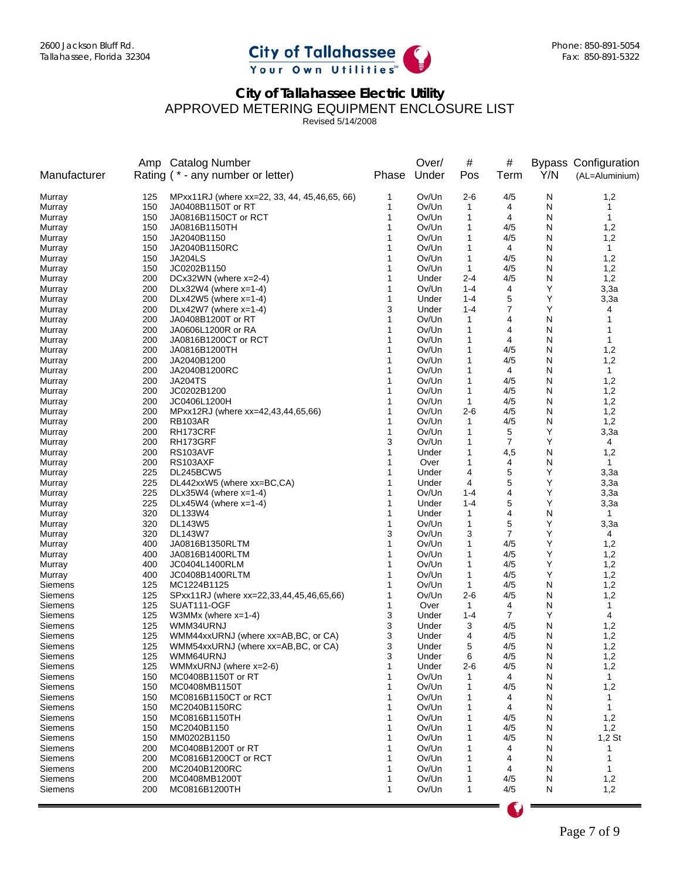2600 Jackson Bluff Rd.
Tallahassee, Florida 32304

Phone: 850-891-5054
Fax: 850-891-5322

**City of Tallahassee Electric Utility**

APPROVED METERING EQUIPMENT ENCLOSURE LIST

Revised 5/14/2008

| Manufacturer | Amp Rating | Catalog Number ( * - any number or letter) | Phase | Over/ Under | # Pos | # Term | Bypass Y/N | Configuration (AL=Aluminium) |
|---|---|---|---|---|---|---|---|---|
| Murray | 125 | MPxx11RJ (where xx=22, 33, 44, 45,46,65, 66) | 1 | Ov/Un | 2-6 | 4/5 | N | 1,2 |
| Murray | 150 | JA0408B1150T or RT | 1 | Ov/Un | 1 | 4 | N | 1 |
| Murray | 150 | JA0816B1150CT or RCT | 1 | Ov/Un | 1 | 4 | N | 1 |
| Murray | 150 | JA0816B1150TH | 1 | Ov/Un | 1 | 4/5 | N | 1,2 |
| Murray | 150 | JA2040B1150 | 1 | Ov/Un | 1 | 4/5 | N | 1,2 |
| Murray | 150 | JA2040B1150RC | 1 | Ov/Un | 1 | 4 | N | 1 |
| Murray | 150 | JA204LS | 1 | Ov/Un | 1 | 4/5 | N | 1,2 |
| Murray | 150 | JC0202B1150 | 1 | Ov/Un | 1 | 4/5 | N | 1,2 |
| Murray | 200 | DCx32WN (where x=2-4) | 1 | Under | 2-4 | 4/5 | N | 1,2 |
| Murray | 200 | DLx32W4 (where x=1-4) | 1 | Ov/Un | 1-4 | 4 | Y | 3,3a |
| Murray | 200 | DLx42W5 (where x=1-4) | 1 | Under | 1-4 | 5 | Y | 3,3a |
| Murray | 200 | DLx42W7 (where x=1-4) | 3 | Under | 1-4 | 7 | Y | 4 |
| Murray | 200 | JA0408B1200T or RT | 1 | Ov/Un | 1 | 4 | N | 1 |
| Murray | 200 | JA0606L1200R or RA | 1 | Ov/Un | 1 | 4 | N | 1 |
| Murray | 200 | JA0816B1200CT or RCT | 1 | Ov/Un | 1 | 4 | N | 1 |
| Murray | 200 | JA0816B1200TH | 1 | Ov/Un | 1 | 4/5 | N | 1,2 |
| Murray | 200 | JA2040B1200 | 1 | Ov/Un | 1 | 4/5 | N | 1,2 |
| Murray | 200 | JA2040B1200RC | 1 | Ov/Un | 1 | 4 | N | 1 |
| Murray | 200 | JA204TS | 1 | Ov/Un | 1 | 4/5 | N | 1,2 |
| Murray | 200 | JC0202B1200 | 1 | Ov/Un | 1 | 4/5 | N | 1,2 |
| Murray | 200 | JC0406L1200H | 1 | Ov/Un | 1 | 4/5 | N | 1,2 |
| Murray | 200 | MPxx12RJ (where xx=42,43,44,65,66) | 1 | Ov/Un | 2-6 | 4/5 | N | 1,2 |
| Murray | 200 | RB103AR | 1 | Ov/Un | 1 | 4/5 | N | 1,2 |
| Murray | 200 | RH173CRF | 1 | Ov/Un | 1 | 5 | Y | 3,3a |
| Murray | 200 | RH173GRF | 3 | Ov/Un | 1 | 7 | Y | 4 |
| Murray | 200 | RS103AVF | 1 | Under | 1 | 4,5 | N | 1,2 |
| Murray | 200 | RS103AXF | 1 | Over | 1 | 4 | N | 1 |
| Murray | 225 | DL245BCW5 | 1 | Under | 4 | 5 | Y | 3,3a |
| Murray | 225 | DL442xxW5 (where xx=BC,CA) | 1 | Under | 4 | 5 | Y | 3,3a |
| Murray | 225 | DLx35W4 (where x=1-4) | 1 | Ov/Un | 1-4 | 4 | Y | 3,3a |
| Murray | 225 | DLx45W4 (where x=1-4) | 1 | Under | 1-4 | 5 | Y | 3,3a |
| Murray | 320 | DL133W4 | 1 | Under | 1 | 4 | N | 1 |
| Murray | 320 | DL143W5 | 1 | Ov/Un | 1 | 5 | Y | 3,3a |
| Murray | 320 | DL143W7 | 3 | Ov/Un | 3 | 7 | Y | 4 |
| Murray | 400 | JA0816B1350RLTM | 1 | Ov/Un | 1 | 4/5 | Y | 1,2 |
| Murray | 400 | JA0816B1400RLTM | 1 | Ov/Un | 1 | 4/5 | Y | 1,2 |
| Murray | 400 | JC0404L1400RLM | 1 | Ov/Un | 1 | 4/5 | Y | 1,2 |
| Murray | 400 | JC0408B1400RLTM | 1 | Ov/Un | 1 | 4/5 | Y | 1,2 |
| Siemens | 125 | MC1224B1125 | 1 | Ov/Un | 1 | 4/5 | N | 1,2 |
| Siemens | 125 | SPxx11RJ (where xx=22,33,44,45,46,65,66) | 1 | Ov/Un | 2-6 | 4/5 | N | 1,2 |
| Siemens | 125 | SUAT111-OGF | 1 | Over | 1 | 4 | N | 1 |
| Siemens | 125 | W3MMx (where x=1-4) | 3 | Under | 1-4 | 7 | Y | 4 |
| Siemens | 125 | WMM34URNJ | 3 | Under | 3 | 4/5 | N | 1,2 |
| Siemens | 125 | WMM44xxURNJ (where xx=AB,BC, or CA) | 3 | Under | 4 | 4/5 | N | 1,2 |
| Siemens | 125 | WMM54xxURNJ (where xx=AB,BC, or CA) | 3 | Under | 5 | 4/5 | N | 1,2 |
| Siemens | 125 | WMM64URNJ | 3 | Under | 6 | 4/5 | N | 1,2 |
| Siemens | 125 | WMMxURNJ (where x=2-6) | 1 | Under | 2-6 | 4/5 | N | 1,2 |
| Siemens | 150 | MC0408B1150T or RT | 1 | Ov/Un | 1 | 4 | N | 1 |
| Siemens | 150 | MC0408MB1150T | 1 | Ov/Un | 1 | 4/5 | N | 1,2 |
| Siemens | 150 | MC0816B1150CT or RCT | 1 | Ov/Un | 1 | 4 | N | 1 |
| Siemens | 150 | MC2040B1150RC | 1 | Ov/Un | 1 | 4 | N | 1 |
| Siemens | 150 | MC0816B1150TH | 1 | Ov/Un | 1 | 4/5 | N | 1,2 |
| Siemens | 150 | MC2040B1150 | 1 | Ov/Un | 1 | 4/5 | N | 1,2 |
| Siemens | 150 | MM0202B1150 | 1 | Ov/Un | 1 | 4/5 | N | 1,2 St |
| Siemens | 200 | MC0408B1200T or RT | 1 | Ov/Un | 1 | 4 | N | 1 |
| Siemens | 200 | MC0816B1200CT or RCT | 1 | Ov/Un | 1 | 4 | N | 1 |
| Siemens | 200 | MC2040B1200RC | 1 | Ov/Un | 1 | 4 | N | 1 |
| Siemens | 200 | MC0408MB1200T | 1 | Ov/Un | 1 | 4/5 | N | 1,2 |
| Siemens | 200 | MC0816B1200TH | 1 | Ov/Un | 1 | 4/5 | N | 1,2 |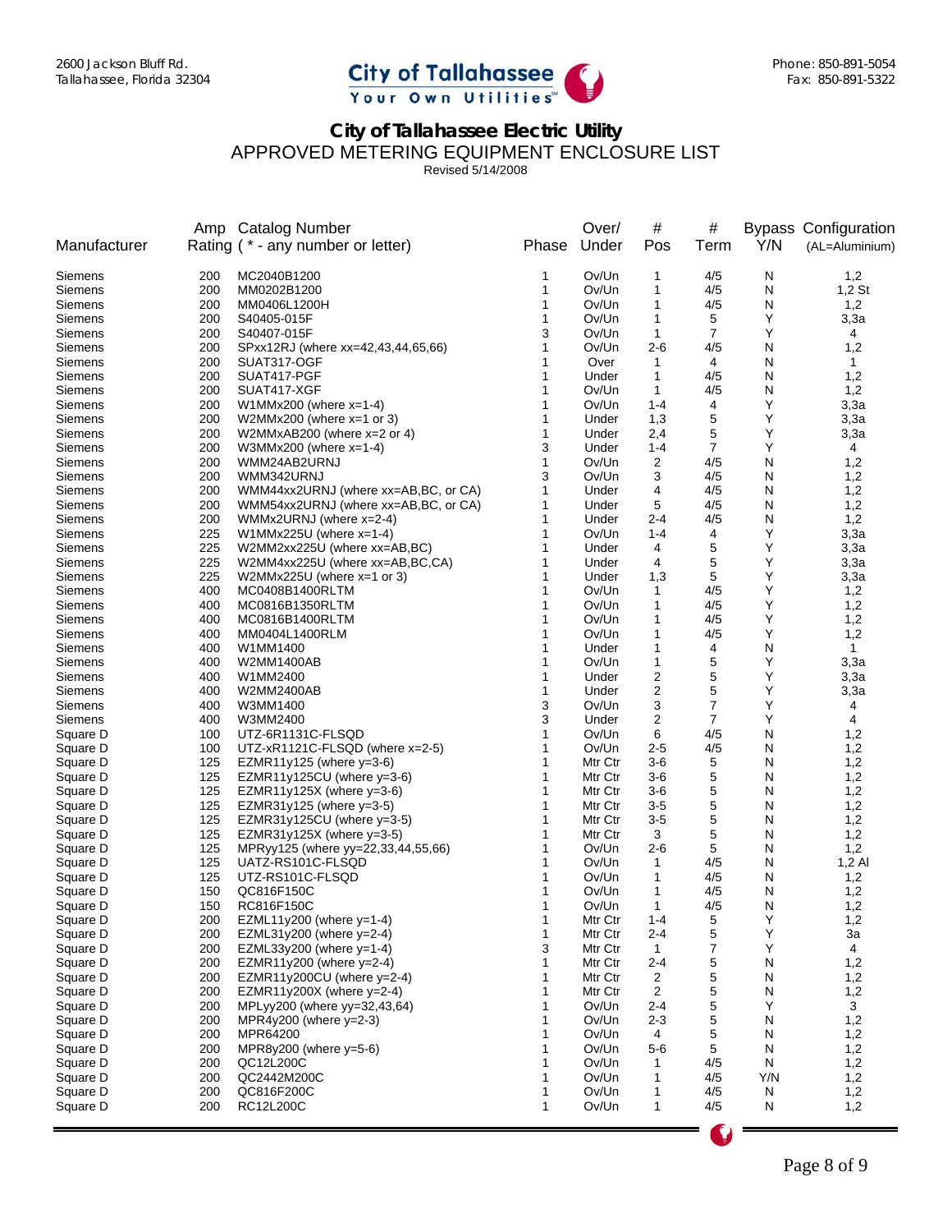2600 Jackson Bluff Rd.
Tallahassee, Florida 32304

City of Tallahassee
Your Own Utilities

Phone: 850-891-5054
Fax: 850-891-5322

# City of Tallahassee Electric Utility

## APPROVED METERING EQUIPMENT ENCLOSURE LIST

Revised 5/14/2008

| Manufacturer | Amp Rating | Catalog Number ( * - any number or letter) | Phase | Over/ Under | # Pos | # Term | Bypass Y/N | Configuration (AL=Aluminium) |
|---|---|---|---|---|---|---|---|---|
| Siemens | 200 | MC2040B1200 | 1 | Ov/Un | 1 | 4/5 | N | 1,2 |
| Siemens | 200 | MM0202B1200 | 1 | Ov/Un | 1 | 4/5 | N | 1,2 St |
| Siemens | 200 | MM0406L1200H | 1 | Ov/Un | 1 | 4/5 | N | 1,2 |
| Siemens | 200 | S40405-015F | 1 | Ov/Un | 1 | 5 | Y | 3,3a |
| Siemens | 200 | S40407-015F | 3 | Ov/Un | 1 | 7 | Y | 4 |
| Siemens | 200 | SPxx12RJ (where xx=42,43,44,65,66) | 1 | Ov/Un | 2-6 | 4/5 | N | 1,2 |
| Siemens | 200 | SUAT317-OGF | 1 | Over | 1 | 4 | N | 1 |
| Siemens | 200 | SUAT417-PGF | 1 | Under | 1 | 4/5 | N | 1,2 |
| Siemens | 200 | SUAT417-XGF | 1 | Ov/Un | 1 | 4/5 | N | 1,2 |
| Siemens | 200 | W1MMx200 (where x=1-4) | 1 | Ov/Un | 1-4 | 4 | Y | 3,3a |
| Siemens | 200 | W2MMx200 (where x=1 or 3) | 1 | Under | 1,3 | 5 | Y | 3,3a |
| Siemens | 200 | W2MMxAB200 (where x=2 or 4) | 1 | Under | 2,4 | 5 | Y | 3,3a |
| Siemens | 200 | W3MMx200 (where x=1-4) | 3 | Under | 1-4 | 7 | Y | 4 |
| Siemens | 200 | WMM24AB2URNJ | 1 | Ov/Un | 2 | 4/5 | N | 1,2 |
| Siemens | 200 | WMM342URNJ | 3 | Ov/Un | 3 | 4/5 | N | 1,2 |
| Siemens | 200 | WMM44xx2URNJ (where xx=AB,BC, or CA) | 1 | Under | 4 | 4/5 | N | 1,2 |
| Siemens | 200 | WMM54xx2URNJ (where xx=AB,BC, or CA) | 1 | Under | 5 | 4/5 | N | 1,2 |
| Siemens | 200 | WMMx2URNJ (where x=2-4) | 1 | Under | 2-4 | 4/5 | N | 1,2 |
| Siemens | 225 | W1MMx225U (where x=1-4) | 1 | Ov/Un | 1-4 | 4 | Y | 3,3a |
| Siemens | 225 | W2MM2xx225U (where xx=AB,BC) | 1 | Under | 4 | 5 | Y | 3,3a |
| Siemens | 225 | W2MM4xx225U (where xx=AB,BC,CA) | 1 | Under | 4 | 5 | Y | 3,3a |
| Siemens | 225 | W2MMx225U (where x=1 or 3) | 1 | Under | 1,3 | 5 | Y | 3,3a |
| Siemens | 400 | MC0408B1400RLTM | 1 | Ov/Un | 1 | 4/5 | Y | 1,2 |
| Siemens | 400 | MC0816B1350RLTM | 1 | Ov/Un | 1 | 4/5 | Y | 1,2 |
| Siemens | 400 | MC0816B1400RLTM | 1 | Ov/Un | 1 | 4/5 | Y | 1,2 |
| Siemens | 400 | MM0404L1400RLM | 1 | Ov/Un | 1 | 4/5 | Y | 1,2 |
| Siemens | 400 | W1MM1400 | 1 | Under | 1 | 4 | N | 1 |
| Siemens | 400 | W2MM1400AB | 1 | Ov/Un | 1 | 5 | Y | 3,3a |
| Siemens | 400 | W1MM2400 | 1 | Under | 2 | 5 | Y | 3,3a |
| Siemens | 400 | W2MM2400AB | 1 | Under | 2 | 5 | Y | 3,3a |
| Siemens | 400 | W3MM1400 | 3 | Ov/Un | 3 | 7 | Y | 4 |
| Siemens | 400 | W3MM2400 | 3 | Under | 2 | 7 | Y | 4 |
| Square D | 100 | UTZ-6R1131C-FLSQD | 1 | Ov/Un | 6 | 4/5 | N | 1,2 |
| Square D | 100 | UTZ-xR1121C-FLSQD (where x=2-5) | 1 | Ov/Un | 2-5 | 4/5 | N | 1,2 |
| Square D | 125 | EZMR11y125 (where y=3-6) | 1 | Mtr Ctr | 3-6 | 5 | N | 1,2 |
| Square D | 125 | EZMR11y125CU (where y=3-6) | 1 | Mtr Ctr | 3-6 | 5 | N | 1,2 |
| Square D | 125 | EZMR11y125X (where y=3-6) | 1 | Mtr Ctr | 3-6 | 5 | N | 1,2 |
| Square D | 125 | EZMR31y125 (where y=3-5) | 1 | Mtr Ctr | 3-5 | 5 | N | 1,2 |
| Square D | 125 | EZMR31y125CU (where y=3-5) | 1 | Mtr Ctr | 3-5 | 5 | N | 1,2 |
| Square D | 125 | EZMR31y125X (where y=3-5) | 1 | Mtr Ctr | 3 | 5 | N | 1,2 |
| Square D | 125 | MPRyy125 (where yy=22,33,44,55,66) | 1 | Ov/Un | 2-6 | 5 | N | 1,2 |
| Square D | 125 | UATZ-RS101C-FLSQD | 1 | Ov/Un | 1 | 4/5 | N | 1,2 Al |
| Square D | 125 | UTZ-RS101C-FLSQD | 1 | Ov/Un | 1 | 4/5 | N | 1,2 |
| Square D | 150 | QC816F150C | 1 | Ov/Un | 1 | 4/5 | N | 1,2 |
| Square D | 150 | RC816F150C | 1 | Ov/Un | 1 | 4/5 | N | 1,2 |
| Square D | 200 | EZML11y200 (where y=1-4) | 1 | Mtr Ctr | 1-4 | 5 | Y | 1,2 |
| Square D | 200 | EZML31y200 (where y=2-4) | 1 | Mtr Ctr | 2-4 | 5 | Y | 3a |
| Square D | 200 | EZML33y200 (where y=1-4) | 3 | Mtr Ctr | 1 | 7 | Y | 4 |
| Square D | 200 | EZMR11y200 (where y=2-4) | 1 | Mtr Ctr | 2-4 | 5 | N | 1,2 |
| Square D | 200 | EZMR11y200CU (where y=2-4) | 1 | Mtr Ctr | 2 | 5 | N | 1,2 |
| Square D | 200 | EZMR11y200X (where y=2-4) | 1 | Mtr Ctr | 2 | 5 | N | 1,2 |
| Square D | 200 | MPLyy200 (where yy=32,43,64) | 1 | Ov/Un | 2-4 | 5 | Y | 3 |
| Square D | 200 | MPR4y200 (where y=2-3) | 1 | Ov/Un | 2-3 | 5 | N | 1,2 |
| Square D | 200 | MPR64200 | 1 | Ov/Un | 4 | 5 | N | 1,2 |
| Square D | 200 | MPR8y200 (where y=5-6) | 1 | Ov/Un | 5-6 | 5 | N | 1,2 |
| Square D | 200 | QC12L200C | 1 | Ov/Un | 1 | 4/5 | N | 1,2 |
| Square D | 200 | QC2442M200C | 1 | Ov/Un | 1 | 4/5 | Y/N | 1,2 |
| Square D | 200 | QC816F200C | 1 | Ov/Un | 1 | 4/5 | N | 1,2 |
| Square D | 200 | RC12L200C | 1 | Ov/Un | 1 | 4/5 | N | 1,2 |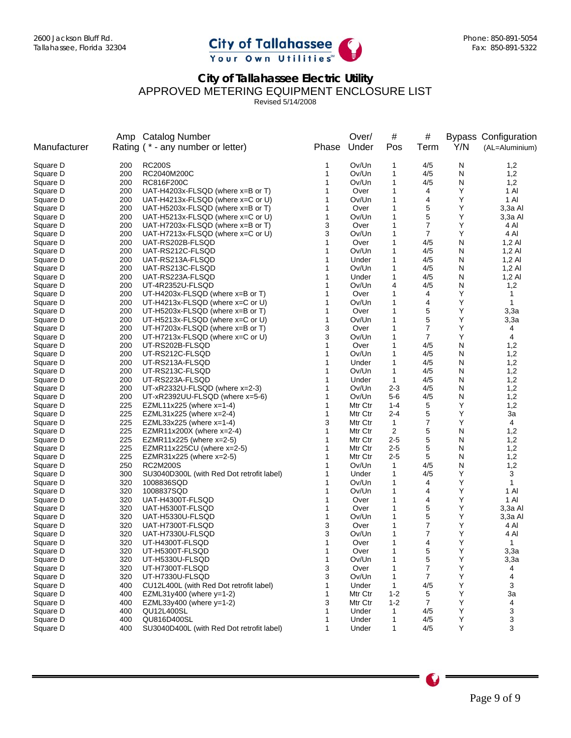2600 Jackson Bluff Rd.
Tallahassee, Florida 32304

City of Tallahassee
Your Own Utilities

Phone: 850-891-5054
Fax: 850-891-5322

# City of Tallahassee Electric Utility

## APPROVED METERING EQUIPMENT ENCLOSURE LIST

Revised 5/14/2008

| Manufacturer | Amp Rating | Catalog Number ( * - any number or letter) | Phase | Over/ Under | # Pos | # Term | Bypass Y/N | Configuration (AL=Aluminium) |
|---|---|---|---|---|---|---|---|---|
| Square D | 200 | RC200S | 1 | Ov/Un | 1 | 4/5 | N | 1,2 |
| Square D | 200 | RC2040M200C | 1 | Ov/Un | 1 | 4/5 | N | 1,2 |
| Square D | 200 | RC816F200C | 1 | Ov/Un | 1 | 4/5 | N | 1,2 |
| Square D | 200 | UAT-H4203x-FLSQD (where x=B or T) | 1 | Over | 1 | 4 | Y | 1 Al |
| Square D | 200 | UAT-H4213x-FLSQD (where x=C or U) | 1 | Ov/Un | 1 | 4 | Y | 1 Al |
| Square D | 200 | UAT-H5203x-FLSQD (where x=B or T) | 1 | Over | 1 | 5 | Y | 3,3a Al |
| Square D | 200 | UAT-H5213x-FLSQD (where x=C or U) | 1 | Ov/Un | 1 | 5 | Y | 3,3a Al |
| Square D | 200 | UAT-H7203x-FLSQD (where x=B or T) | 3 | Over | 1 | 7 | Y | 4 Al |
| Square D | 200 | UAT-H7213x-FLSQD (where x=C or U) | 3 | Ov/Un | 1 | 7 | Y | 4 Al |
| Square D | 200 | UAT-RS202B-FLSQD | 1 | Over | 1 | 4/5 | N | 1,2 Al |
| Square D | 200 | UAT-RS212C-FLSQD | 1 | Ov/Un | 1 | 4/5 | N | 1,2 Al |
| Square D | 200 | UAT-RS213A-FLSQD | 1 | Under | 1 | 4/5 | N | 1,2 Al |
| Square D | 200 | UAT-RS213C-FLSQD | 1 | Ov/Un | 1 | 4/5 | N | 1,2 Al |
| Square D | 200 | UAT-RS223A-FLSQD | 1 | Under | 1 | 4/5 | N | 1,2 Al |
| Square D | 200 | UT-4R2352U-FLSQD | 1 | Ov/Un | 4 | 4/5 | N | 1,2 |
| Square D | 200 | UT-H4203x-FLSQD (where x=B or T) | 1 | Over | 1 | 4 | Y | 1 |
| Square D | 200 | UT-H4213x-FLSQD (where x=C or U) | 1 | Ov/Un | 1 | 4 | Y | 1 |
| Square D | 200 | UT-H5203x-FLSQD (where x=B or T) | 1 | Over | 1 | 5 | Y | 3,3a |
| Square D | 200 | UT-H5213x-FLSQD (where x=C or U) | 1 | Ov/Un | 1 | 5 | Y | 3,3a |
| Square D | 200 | UT-H7203x-FLSQD (where x=B or T) | 3 | Over | 1 | 7 | Y | 4 |
| Square D | 200 | UT-H7213x-FLSQD (where x=C or U) | 3 | Ov/Un | 1 | 7 | Y | 4 |
| Square D | 200 | UT-RS202B-FLSQD | 1 | Over | 1 | 4/5 | N | 1,2 |
| Square D | 200 | UT-RS212C-FLSQD | 1 | Ov/Un | 1 | 4/5 | N | 1,2 |
| Square D | 200 | UT-RS213A-FLSQD | 1 | Under | 1 | 4/5 | N | 1,2 |
| Square D | 200 | UT-RS213C-FLSQD | 1 | Ov/Un | 1 | 4/5 | N | 1,2 |
| Square D | 200 | UT-RS223A-FLSQD | 1 | Under | 1 | 4/5 | N | 1,2 |
| Square D | 200 | UT-xR2332U-FLSQD (where x=2-3) | 1 | Ov/Un | 2-3 | 4/5 | N | 1,2 |
| Square D | 200 | UT-xR2392UU-FLSQD (where x=5-6) | 1 | Ov/Un | 5-6 | 4/5 | N | 1,2 |
| Square D | 225 | EZML11x225 (where x=1-4) | 1 | Mtr Ctr | 1-4 | 5 | Y | 1,2 |
| Square D | 225 | EZML31x225 (where x=2-4) | 1 | Mtr Ctr | 2-4 | 5 | Y | 3a |
| Square D | 225 | EZML33x225 (where x=1-4) | 3 | Mtr Ctr | 1 | 7 | Y | 4 |
| Square D | 225 | EZMR11x200X (where x=2-4) | 1 | Mtr Ctr | 2 | 5 | N | 1,2 |
| Square D | 225 | EZMR11x225 (where x=2-5) | 1 | Mtr Ctr | 2-5 | 5 | N | 1,2 |
| Square D | 225 | EZMR11x225CU (where x=2-5) | 1 | Mtr Ctr | 2-5 | 5 | N | 1,2 |
| Square D | 225 | EZMR31x225 (where x=2-5) | 1 | Mtr Ctr | 2-5 | 5 | N | 1,2 |
| Square D | 250 | RC2M200S | 1 | Ov/Un | 1 | 4/5 | N | 1,2 |
| Square D | 300 | SU3040D300L (with Red Dot retrofit label) | 1 | Under | 1 | 4/5 | Y | 3 |
| Square D | 320 | 1008836SQD | 1 | Ov/Un | 1 | 4 | Y | 1 |
| Square D | 320 | 1008837SQD | 1 | Ov/Un | 1 | 4 | Y | 1 Al |
| Square D | 320 | UAT-H4300T-FLSQD | 1 | Over | 1 | 4 | Y | 1 Al |
| Square D | 320 | UAT-H5300T-FLSQD | 1 | Over | 1 | 5 | Y | 3,3a Al |
| Square D | 320 | UAT-H5330U-FLSQD | 1 | Ov/Un | 1 | 5 | Y | 3,3a Al |
| Square D | 320 | UAT-H7300T-FLSQD | 3 | Over | 1 | 7 | Y | 4 Al |
| Square D | 320 | UAT-H7330U-FLSQD | 3 | Ov/Un | 1 | 7 | Y | 4 Al |
| Square D | 320 | UT-H4300T-FLSQD | 1 | Over | 1 | 4 | Y | 1 |
| Square D | 320 | UT-H5300T-FLSQD | 1 | Over | 1 | 5 | Y | 3,3a |
| Square D | 320 | UT-H5330U-FLSQD | 1 | Ov/Un | 1 | 5 | Y | 3,3a |
| Square D | 320 | UT-H7300T-FLSQD | 3 | Over | 1 | 7 | Y | 4 |
| Square D | 320 | UT-H7330U-FLSQD | 3 | Ov/Un | 1 | 7 | Y | 4 |
| Square D | 400 | CU12L400L (with Red Dot retrofit label) | 1 | Under | 1 | 4/5 | Y | 3 |
| Square D | 400 | EZML31y400 (where y=1-2) | 1 | Mtr Ctr | 1-2 | 5 | Y | 3a |
| Square D | 400 | EZML33y400 (where y=1-2) | 3 | Mtr Ctr | 1-2 | 7 | Y | 4 |
| Square D | 400 | QU12L400SL | 1 | Under | 1 | 4/5 | Y | 3 |
| Square D | 400 | QU816D400SL | 1 | Under | 1 | 4/5 | Y | 3 |
| Square D | 400 | SU3040D400L (with Red Dot retrofit label) | 1 | Under | 1 | 4/5 | Y | 3 |